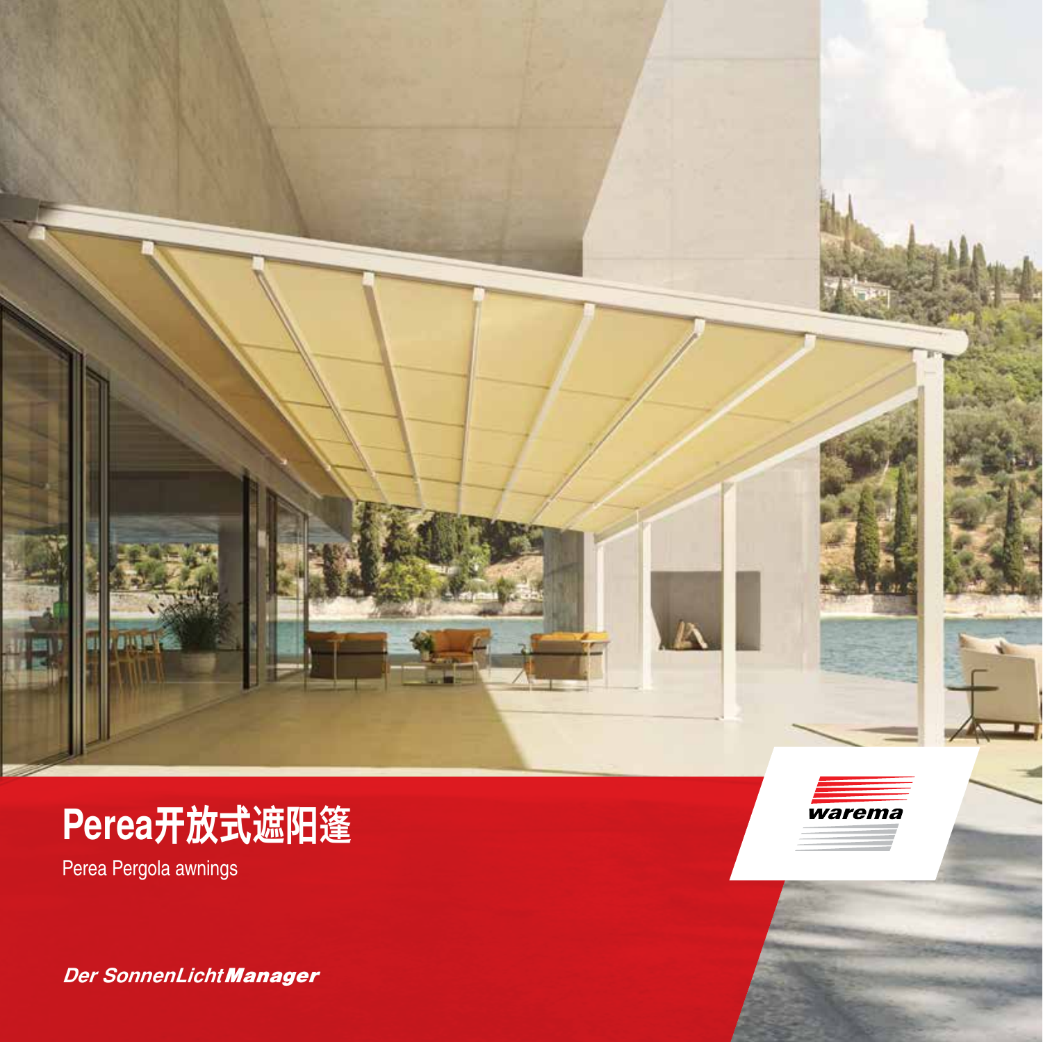# Perea开放式遮阳篷

Perea Pergola awnings

warema

*Der SonnenLicht**Manager***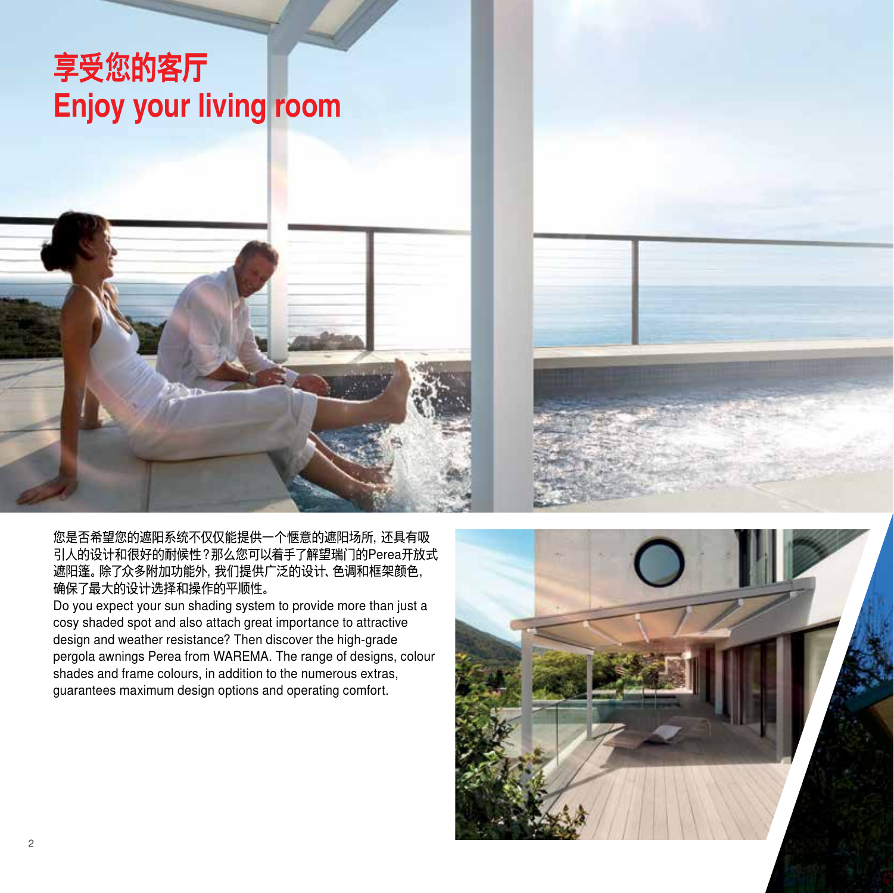# 享受您的客厅
# Enjoy your living room

您是否希望您的遮阳系统不仅仅能提供一个惬意的遮阳场所，还具有吸引人的设计和很好的耐候性？那么您可以着手了解望瑞门的Perea开放式遮阳篷。除了众多附加功能外，我们提供广泛的设计、色调和框架颜色，确保了最大的设计选择和操作的平顺性。

Do you expect your sun shading system to provide more than just a cosy shaded spot and also attach great importance to attractive design and weather resistance? Then discover the high-grade pergola awnings Perea from WAREMA. The range of designs, colour shades and frame colours, in addition to the numerous extras, guarantees maximum design options and operating comfort.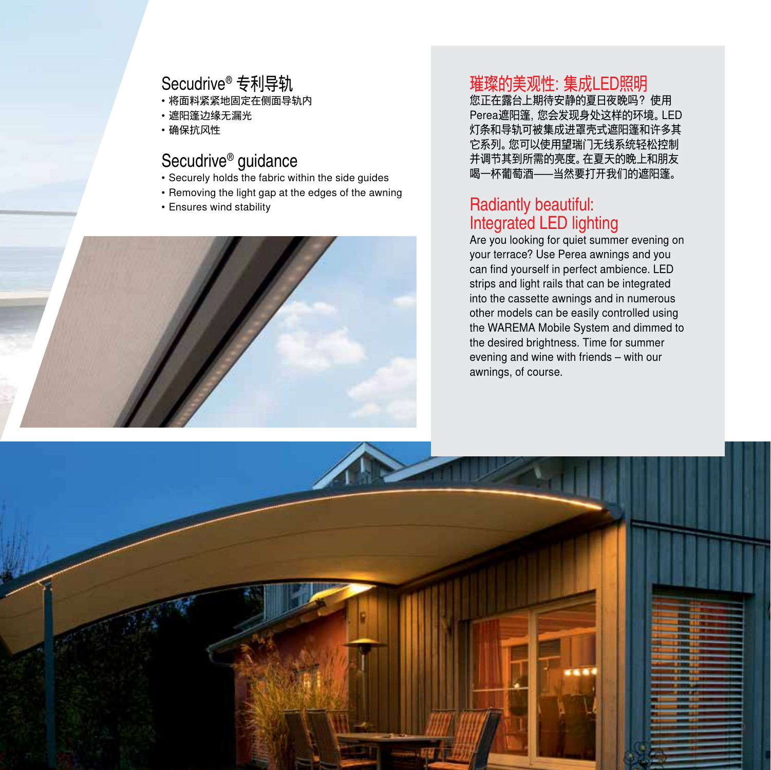## Secudrive® 专利导轨

- 将面料紧紧地固定在侧面导轨内
- 遮阳篷边缘无漏光
- 确保抗风性

## Secudrive® guidance

- Securely holds the fabric within the side guides
- Removing the light gap at the edges of the awning
- Ensures wind stability

## 璀璨的美观性: 集成LED照明

您正在露台上期待安静的夏日夜晚吗？使用Perea遮阳篷，您会发现身处这样的环境。LED灯条和导轨可被集成进罩壳式遮阳篷和许多其它系列。您可以使用望瑞门无线系统轻松控制并调节其到所需的亮度。在夏天的晚上和朋友喝一杯葡萄酒——当然要打开我们的遮阳篷。

## Radiantly beautiful: Integrated LED lighting

Are you looking for quiet summer evening on your terrace? Use Perea awnings and you can find yourself in perfect ambience. LED strips and light rails that can be integrated into the cassette awnings and in numerous other models can be easily controlled using the WAREMA Mobile System and dimmed to the desired brightness. Time for summer evening and wine with friends – with our awnings, of course.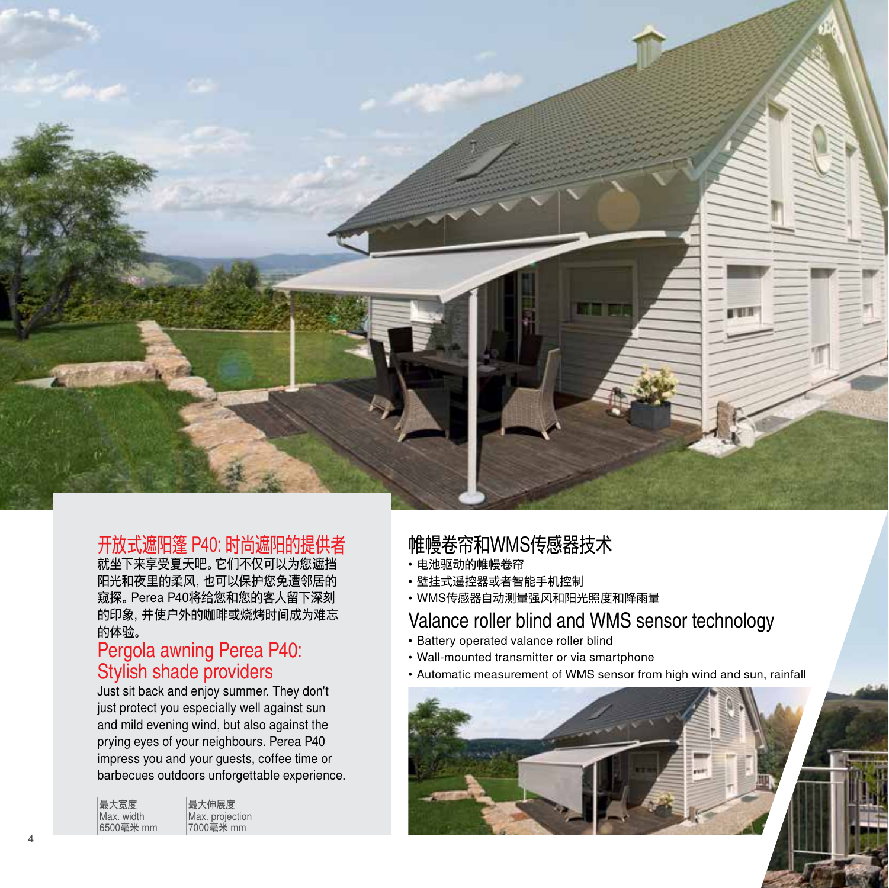## 开放式遮阳篷 P40: 时尚遮阳的提供者

就坐下来享受夏天吧。它们不仅可以为您遮挡阳光和夜里的柔风, 也可以保护您免遭邻居的窥探。Perea P40将给您和您的客人留下深刻的印象, 并使户外的咖啡或烧烤时间成为难忘的体验。

## Pergola awning Perea P40: Stylish shade providers

Just sit back and enjoy summer. They don't just protect you especially well against sun and mild evening wind, but also against the prying eyes of your neighbours. Perea P40 impress you and your guests, coffee time or barbecues outdoors unforgettable experience.

| 最大宽度<br>Max. width<br>6500毫米 mm | 最大伸展度<br>Max. projection<br>7000毫米 mm |
|---|---|

## 帷幔卷帘和WMS传感器技术

- 电池驱动的帷幔卷帘
- 壁挂式遥控器或者智能手机控制
- WMS传感器自动测量强风和阳光照度和降雨量

## Valance roller blind and WMS sensor technology

- Battery operated valance roller blind
- Wall-mounted transmitter or via smartphone
- Automatic measurement of WMS sensor from high wind and sun, rainfall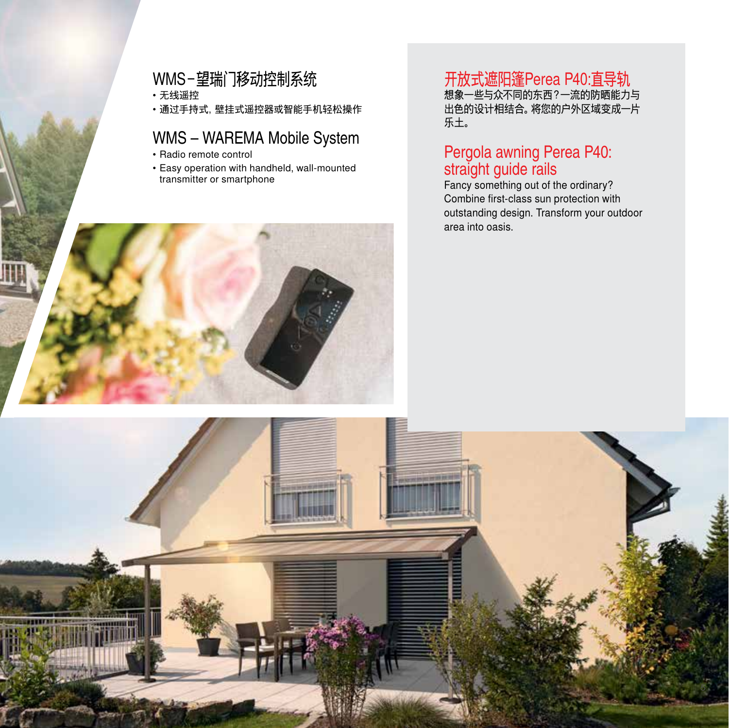## WMS–望瑞门移动控制系统

- 无线遥控
- 通过手持式，壁挂式遥控器或智能手机轻松操作

## WMS – WAREMA Mobile System

- Radio remote control
- Easy operation with handheld, wall-mounted transmitter or smartphone

## 开放式遮阳篷Perea P40:直导轨

想象一些与众不同的东西？一流的防晒能力与出色的设计相结合。将您的户外区域变成一片乐土。

## Pergola awning Perea P40: straight guide rails

Fancy something out of the ordinary? Combine first-class sun protection with outstanding design. Transform your outdoor area into oasis.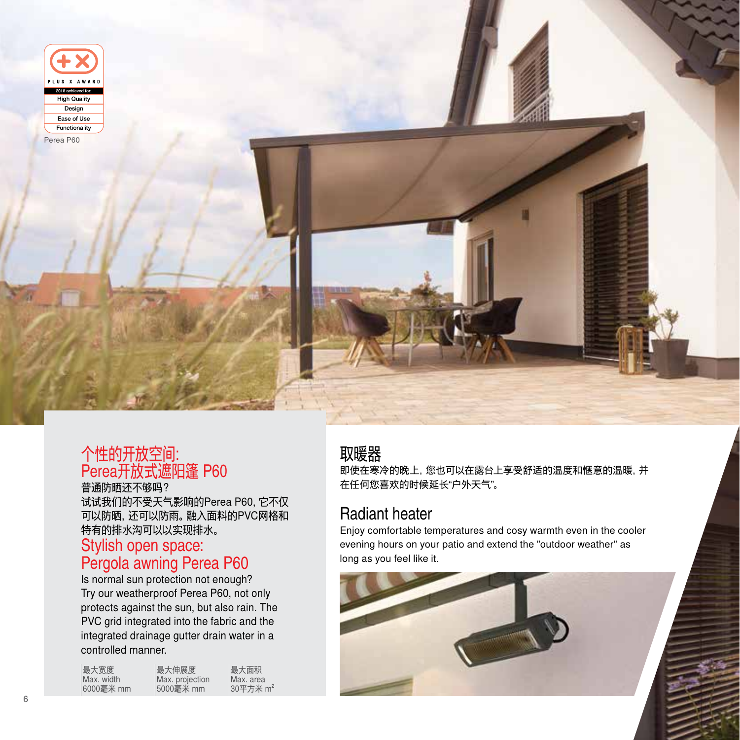PLUS X AWARD

2018 achieved for:

- High Quality
- Design
- Ease of Use
- Functionality

Perea P60

## 个性的开放空间:
## Perea开放式遮阳篷 P60

普通防晒还不够吗?
试试我们的不受天气影响的Perea P60, 它不仅可以防晒, 还可以防雨。融入面料的PVC网格和特有的排水沟可以以实现排水。

## Stylish open space:
## Pergola awning Perea P60

Is normal sun protection not enough?
Try our weatherproof Perea P60, not only protects against the sun, but also rain. The PVC grid integrated into the fabric and the integrated drainage gutter drain water in a controlled manner.

| 最大宽度<br>Max. width | 最大伸展度<br>Max. projection | 最大面积<br>Max. area |
|---|---|---|
| 6000毫米 mm | 5000毫米 mm | 30平方米 $m^2$ |

## 取暖器

即使在寒冷的晚上, 您也可以在露台上享受舒适的温度和惬意的温暖, 并在任何您喜欢的时候延长"户外天气"。

## Radiant heater

Enjoy comfortable temperatures and cosy warmth even in the cooler evening hours on your patio and extend the "outdoor weather" as long as you feel like it.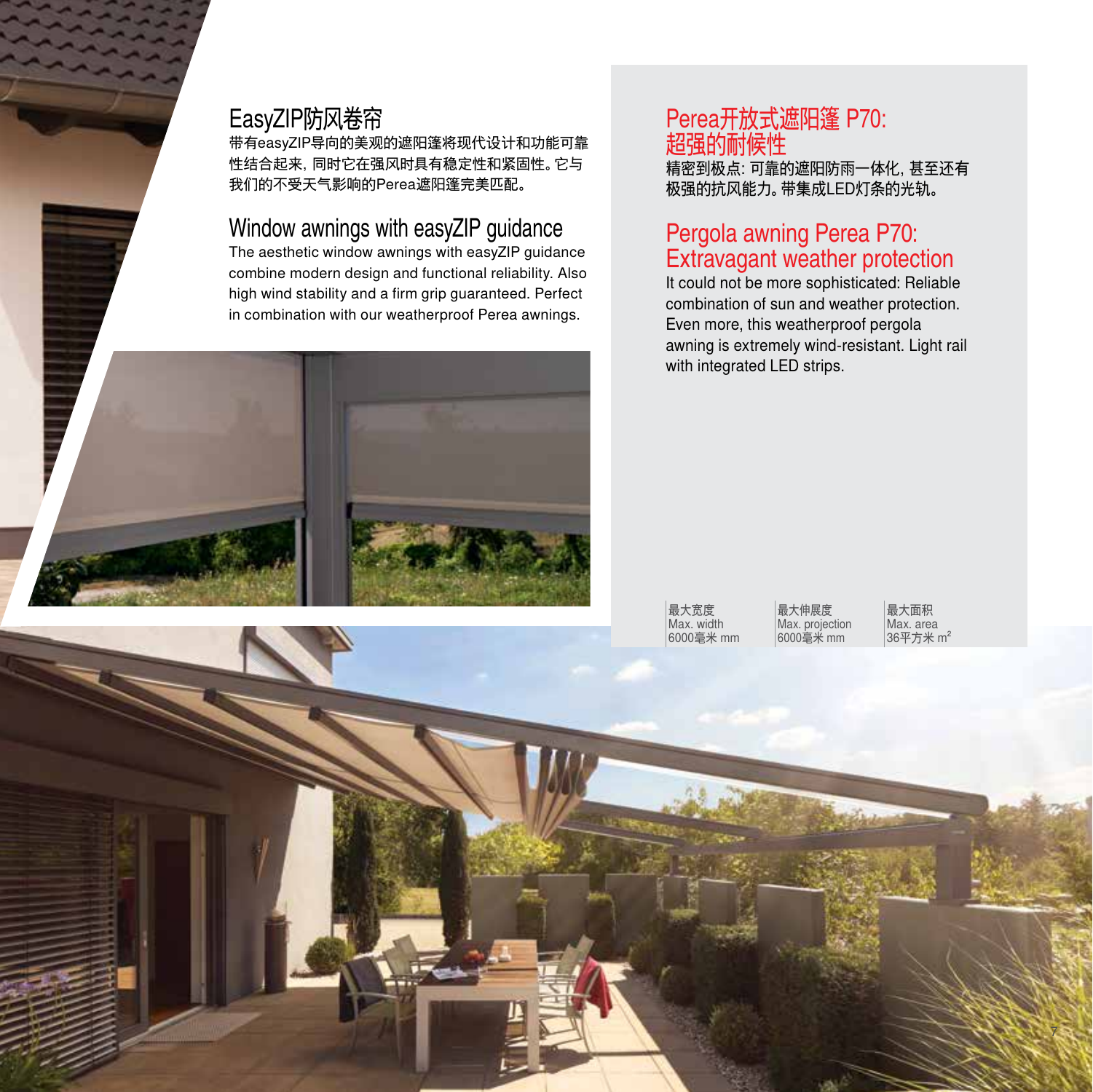## EasyZIP防风卷帘

带有easyZIP导向的美观的遮阳篷将现代设计和功能可靠性结合起来，同时它在强风时具有稳定性和紧固性。它与我们的不受天气影响的Perea遮阳篷完美匹配。

## Window awnings with easyZIP guidance

The aesthetic window awnings with easyZIP guidance combine modern design and functional reliability. Also high wind stability and a firm grip guaranteed. Perfect in combination with our weatherproof Perea awnings.

## Perea开放式遮阳篷 P70: 超强的耐候性

精密到极点：可靠的遮阳防雨一体化，甚至还有极强的抗风能力。带集成LED灯条的光轨。

## Pergola awning Perea P70: Extravagant weather protection

It could not be more sophisticated: Reliable combination of sun and weather protection. Even more, this weatherproof pergola awning is extremely wind-resistant. Light rail with integrated LED strips.

| 最大宽度 Max. width | 最大伸展度 Max. projection | 最大面积 Max. area |
| --- | --- | --- |
| 6000毫米 mm | 6000毫米 mm | 36平方米 $m^2$ |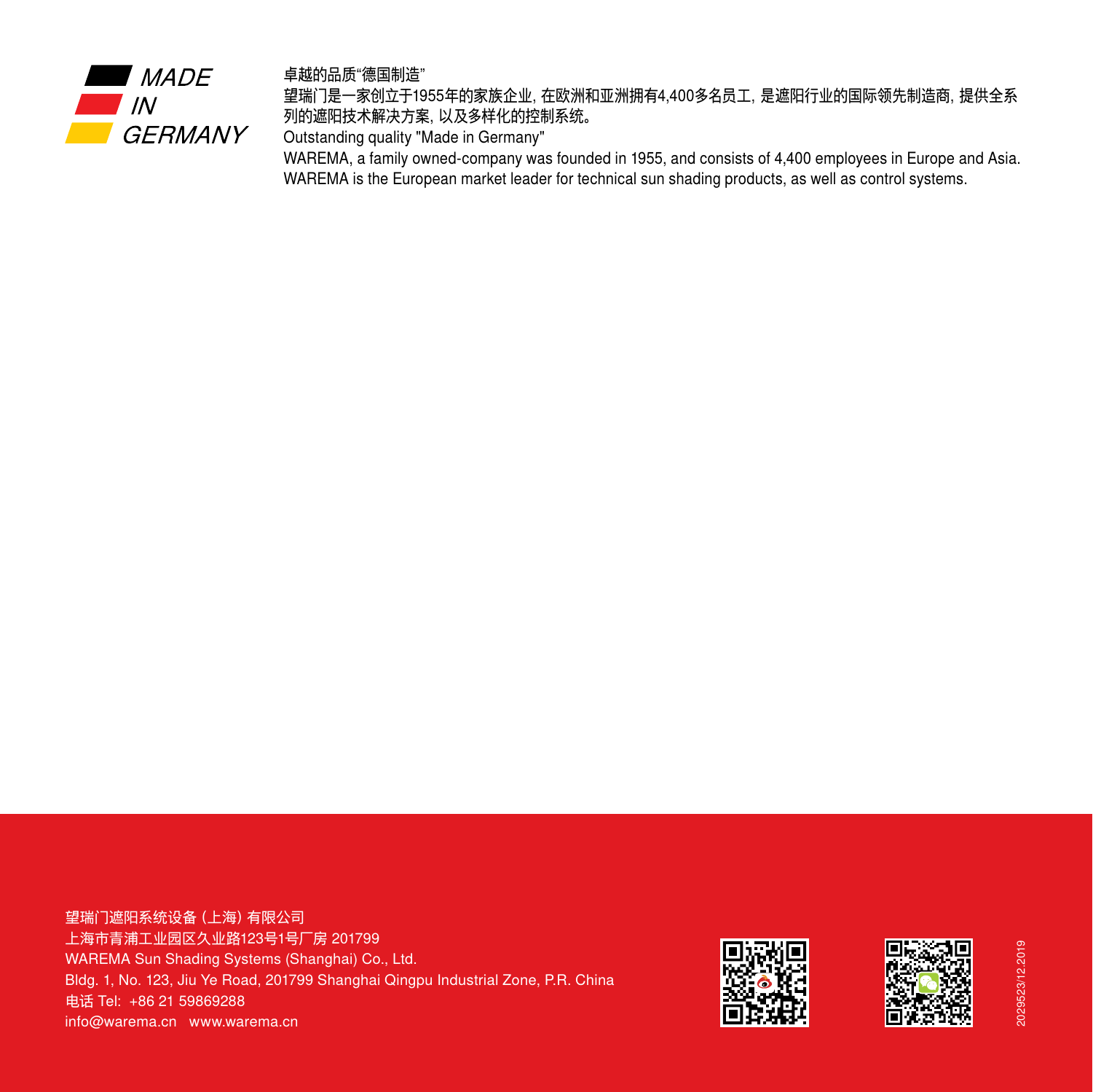MADE IN GERMANY

卓越的品质"德国制造"

望瑞门是一家创立于1955年的家族企业, 在欧洲和亚洲拥有4,400多名员工, 是遮阳行业的国际领先制造商, 提供全系列的遮阳技术解决方案, 以及多样化的控制系统。

Outstanding quality "Made in Germany"

WAREMA, a family owned-company was founded in 1955, and consists of 4,400 employees in Europe and Asia. WAREMA is the European market leader for technical sun shading products, as well as control systems.

望瑞门遮阳系统设备 (上海) 有限公司
上海市青浦工业园区久业路123号1号厂房 201799
WAREMA Sun Shading Systems (Shanghai) Co., Ltd.
Bldg. 1, No. 123, Jiu Ye Road, 201799 Shanghai Qingpu Industrial Zone, P.R. China
电话 Tel: +86 21 59869288
info@warema.cn www.warema.cn

2029523/12.2019